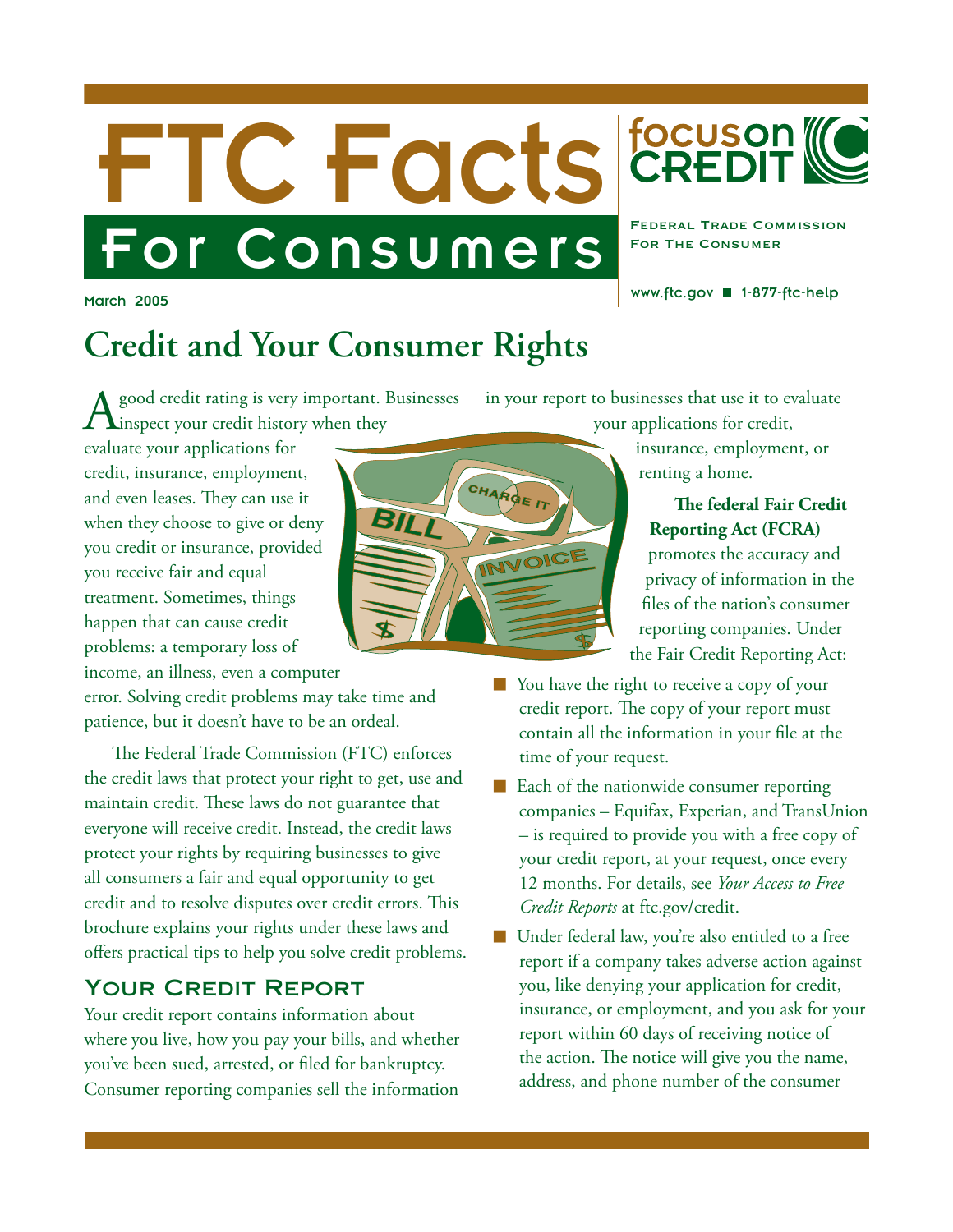# FTC Facts For Consumers

**focus on CREDIT**

FEDERAL TRADE COMMISSION FOR THE CONSUMER

www.ftc.gov ■ 1-877-ftc-help

March 2005

## Credit and Your Consumer Rights

A good credit rating is very important. Businesses inspect your credit history when they evaluate your applications for credit, insurance, employment, and even leases. They can use it when they choose to give or deny you credit or insurance, provided you receive fair and equal treatment. Sometimes, things happen that can cause credit problems: a temporary loss of income, an illness, even a computer error. Solving credit problems may take time and patience, but it doesn't have to be an ordeal.

The Federal Trade Commission (FTC) enforces the credit laws that protect your right to get, use and maintain credit. These laws do not guarantee that everyone will receive credit. Instead, the credit laws protect your rights by requiring businesses to give all consumers a fair and equal opportunity to get credit and to resolve disputes over credit errors. This brochure explains your rights under these laws and offers practical tips to help you solve credit problems.

### Your Credit Report

Your credit report contains information about where you live, how you pay your bills, and whether you've been sued, arrested, or filed for bankruptcy. Consumer reporting companies sell the information in your report to businesses that use it to evaluate your applications for credit, insurance, employment, or renting a home.

**The federal Fair Credit Reporting Act (FCRA)** promotes the accuracy and privacy of information in the files of the nation's consumer reporting companies. Under the Fair Credit Reporting Act:

- You have the right to receive a copy of your credit report. The copy of your report must contain all the information in your file at the time of your request.
- Each of the nationwide consumer reporting companies – Equifax, Experian, and TransUnion – is required to provide you with a free copy of your credit report, at your request, once every 12 months. For details, see *Your Access to Free Credit Reports* at ftc.gov/credit.
- Under federal law, you're also entitled to a free report if a company takes adverse action against you, like denying your application for credit, insurance, or employment, and you ask for your report within 60 days of receiving notice of the action. The notice will give you the name, address, and phone number of the consumer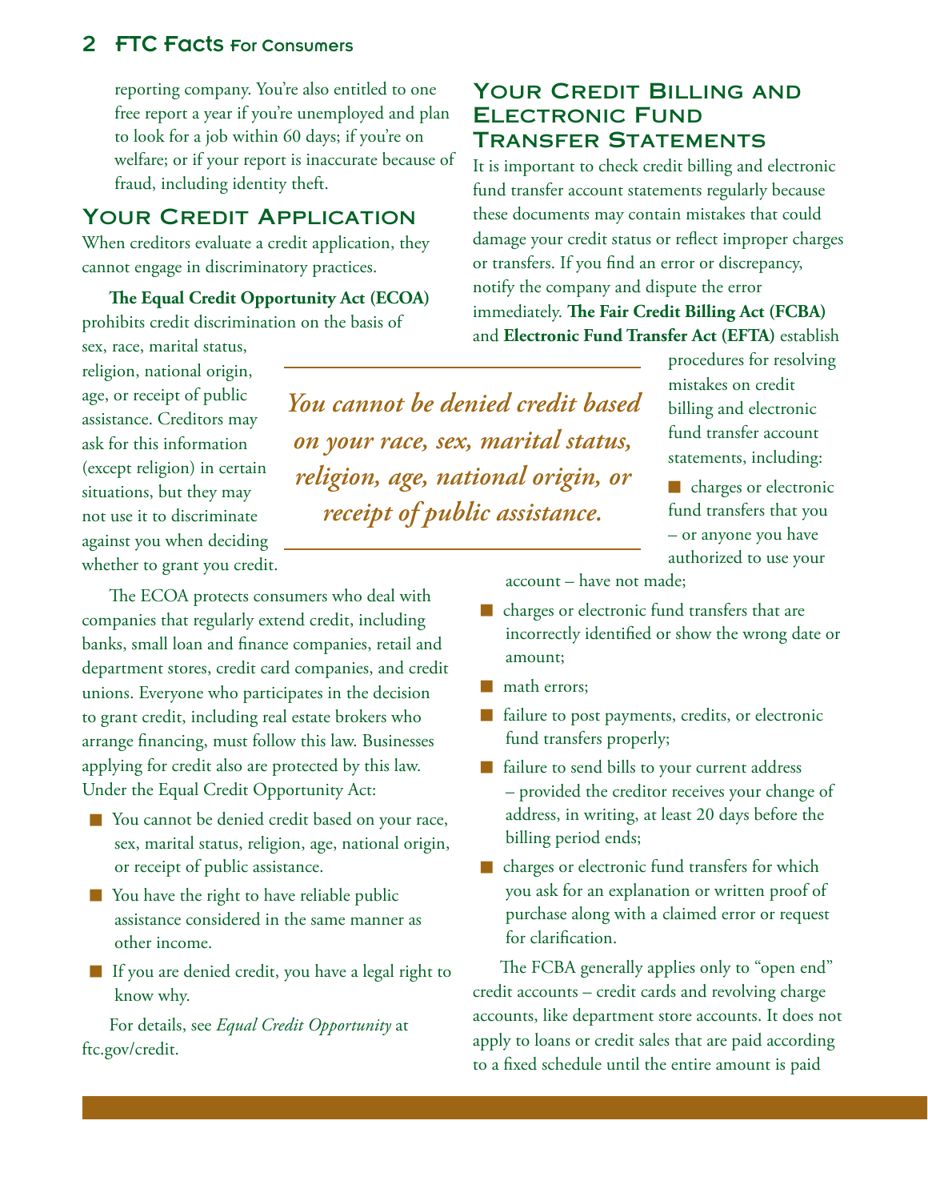reporting company. You're also entitled to one free report a year if you're unemployed and plan to look for a job within 60 days; if you're on welfare; or if your report is inaccurate because of fraud, including identity theft.

## Your Credit Application

When creditors evaluate a credit application, they cannot engage in discriminatory practices.

**The Equal Credit Opportunity Act (ECOA)** prohibits credit discrimination on the basis of sex, race, marital status, religion, national origin, age, or receipt of public assistance. Creditors may ask for this information (except religion) in certain situations, but they may not use it to discriminate against you when deciding whether to grant you credit.

*You cannot be denied credit based on your race, sex, marital status, religion, age, national origin, or receipt of public assistance.*

The ECOA protects consumers who deal with companies that regularly extend credit, including banks, small loan and finance companies, retail and department stores, credit card companies, and credit unions. Everyone who participates in the decision to grant credit, including real estate brokers who arrange financing, must follow this law. Businesses applying for credit also are protected by this law. Under the Equal Credit Opportunity Act:

- You cannot be denied credit based on your race, sex, marital status, religion, age, national origin, or receipt of public assistance.
- You have the right to have reliable public assistance considered in the same manner as other income.
- If you are denied credit, you have a legal right to know why.

For details, see *Equal Credit Opportunity* at ftc.gov/credit.

## Your Credit Billing and Electronic Fund Transfer Statements

It is important to check credit billing and electronic fund transfer account statements regularly because these documents may contain mistakes that could damage your credit status or reflect improper charges or transfers. If you find an error or discrepancy, notify the company and dispute the error immediately. **The Fair Credit Billing Act (FCBA)** and **Electronic Fund Transfer Act (EFTA)** establish procedures for resolving mistakes on credit billing and electronic fund transfer account statements, including:

- charges or electronic fund transfers that you – or anyone you have authorized to use your account – have not made;
- charges or electronic fund transfers that are incorrectly identified or show the wrong date or amount;
- math errors;
- failure to post payments, credits, or electronic fund transfers properly;
- failure to send bills to your current address – provided the creditor receives your change of address, in writing, at least 20 days before the billing period ends;
- charges or electronic fund transfers for which you ask for an explanation or written proof of purchase along with a claimed error or request for clarification.

The FCBA generally applies only to "open end" credit accounts – credit cards and revolving charge accounts, like department store accounts. It does not apply to loans or credit sales that are paid according to a fixed schedule until the entire amount is paid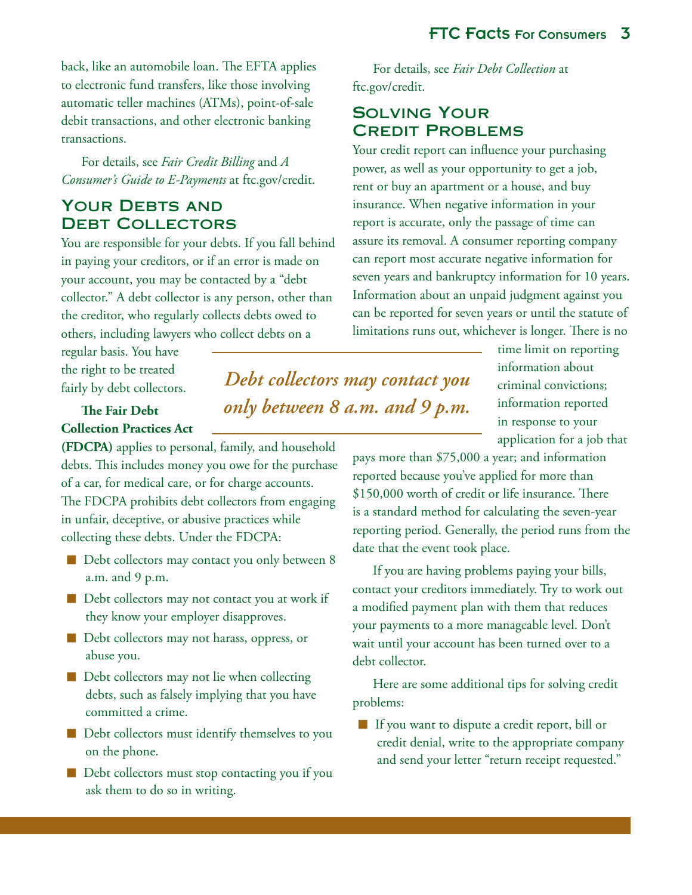back, like an automobile loan. The EFTA applies to electronic fund transfers, like those involving automatic teller machines (ATMs), point-of-sale debit transactions, and other electronic banking transactions.

For details, see *Fair Credit Billing* and *A Consumer's Guide to E-Payments* at ftc.gov/credit.

## Your Debts and Debt Collectors

You are responsible for your debts. If you fall behind in paying your creditors, or if an error is made on your account, you may be contacted by a "debt collector." A debt collector is any person, other than the creditor, who regularly collects debts owed to others, including lawyers who collect debts on a regular basis. You have the right to be treated fairly by debt collectors.

***Debt collectors may contact you only between 8 a.m. and 9 p.m.***

**The Fair Debt Collection Practices Act (FDCPA)** applies to personal, family, and household debts. This includes money you owe for the purchase of a car, for medical care, or for charge accounts. The FDCPA prohibits debt collectors from engaging in unfair, deceptive, or abusive practices while collecting these debts. Under the FDCPA:

- Debt collectors may contact you only between 8 a.m. and 9 p.m.
- Debt collectors may not contact you at work if they know your employer disapproves.
- Debt collectors may not harass, oppress, or abuse you.
- Debt collectors may not lie when collecting debts, such as falsely implying that you have committed a crime.
- Debt collectors must identify themselves to you on the phone.
- Debt collectors must stop contacting you if you ask them to do so in writing.

For details, see *Fair Debt Collection* at ftc.gov/credit.

## Solving Your Credit Problems

Your credit report can influence your purchasing power, as well as your opportunity to get a job, rent or buy an apartment or a house, and buy insurance. When negative information in your report is accurate, only the passage of time can assure its removal. A consumer reporting company can report most accurate negative information for seven years and bankruptcy information for 10 years. Information about an unpaid judgment against you can be reported for seven years or until the statute of limitations runs out, whichever is longer. There is no time limit on reporting information about criminal convictions; information reported in response to your application for a job that pays more than $75,000 a year; and information reported because you've applied for more than $150,000 worth of credit or life insurance. There is a standard method for calculating the seven-year reporting period. Generally, the period runs from the date that the event took place.

If you are having problems paying your bills, contact your creditors immediately. Try to work out a modified payment plan with them that reduces your payments to a more manageable level. Don't wait until your account has been turned over to a debt collector.

Here are some additional tips for solving credit problems:

- If you want to dispute a credit report, bill or credit denial, write to the appropriate company and send your letter "return receipt requested."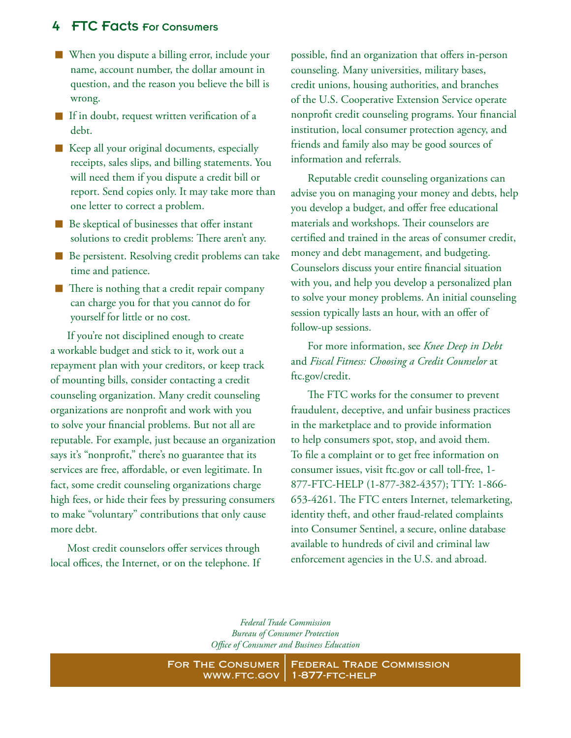- When you dispute a billing error, include your name, account number, the dollar amount in question, and the reason you believe the bill is wrong.
- If in doubt, request written verification of a debt.
- Keep all your original documents, especially receipts, sales slips, and billing statements. You will need them if you dispute a credit bill or report. Send copies only. It may take more than one letter to correct a problem.
- Be skeptical of businesses that offer instant solutions to credit problems: There aren't any.
- Be persistent. Resolving credit problems can take time and patience.
- There is nothing that a credit repair company can charge you for that you cannot do for yourself for little or no cost.

If you're not disciplined enough to create a workable budget and stick to it, work out a repayment plan with your creditors, or keep track of mounting bills, consider contacting a credit counseling organization. Many credit counseling organizations are nonprofit and work with you to solve your financial problems. But not all are reputable. For example, just because an organization says it's "nonprofit," there's no guarantee that its services are free, affordable, or even legitimate. In fact, some credit counseling organizations charge high fees, or hide their fees by pressuring consumers to make "voluntary" contributions that only cause more debt.

Most credit counselors offer services through local offices, the Internet, or on the telephone. If possible, find an organization that offers in-person counseling. Many universities, military bases, credit unions, housing authorities, and branches of the U.S. Cooperative Extension Service operate nonprofit credit counseling programs. Your financial institution, local consumer protection agency, and friends and family also may be good sources of information and referrals.

Reputable credit counseling organizations can advise you on managing your money and debts, help you develop a budget, and offer free educational materials and workshops. Their counselors are certified and trained in the areas of consumer credit, money and debt management, and budgeting. Counselors discuss your entire financial situation with you, and help you develop a personalized plan to solve your money problems. An initial counseling session typically lasts an hour, with an offer of follow-up sessions.

For more information, see *Knee Deep in Debt* and *Fiscal Fitness: Choosing a Credit Counselor* at ftc.gov/credit.

The FTC works for the consumer to prevent fraudulent, deceptive, and unfair business practices in the marketplace and to provide information to help consumers spot, stop, and avoid them. To file a complaint or to get free information on consumer issues, visit ftc.gov or call toll-free, 1-877-FTC-HELP (1-877-382-4357); TTY: 1-866-653-4261. The FTC enters Internet, telemarketing, identity theft, and other fraud-related complaints into Consumer Sentinel, a secure, online database available to hundreds of civil and criminal law enforcement agencies in the U.S. and abroad.

*Federal Trade Commission*
*Bureau of Consumer Protection*
*Office of Consumer and Business Education*

For The Consumer | Federal Trade Commission
www.ftc.gov | 1-877-ftc-help